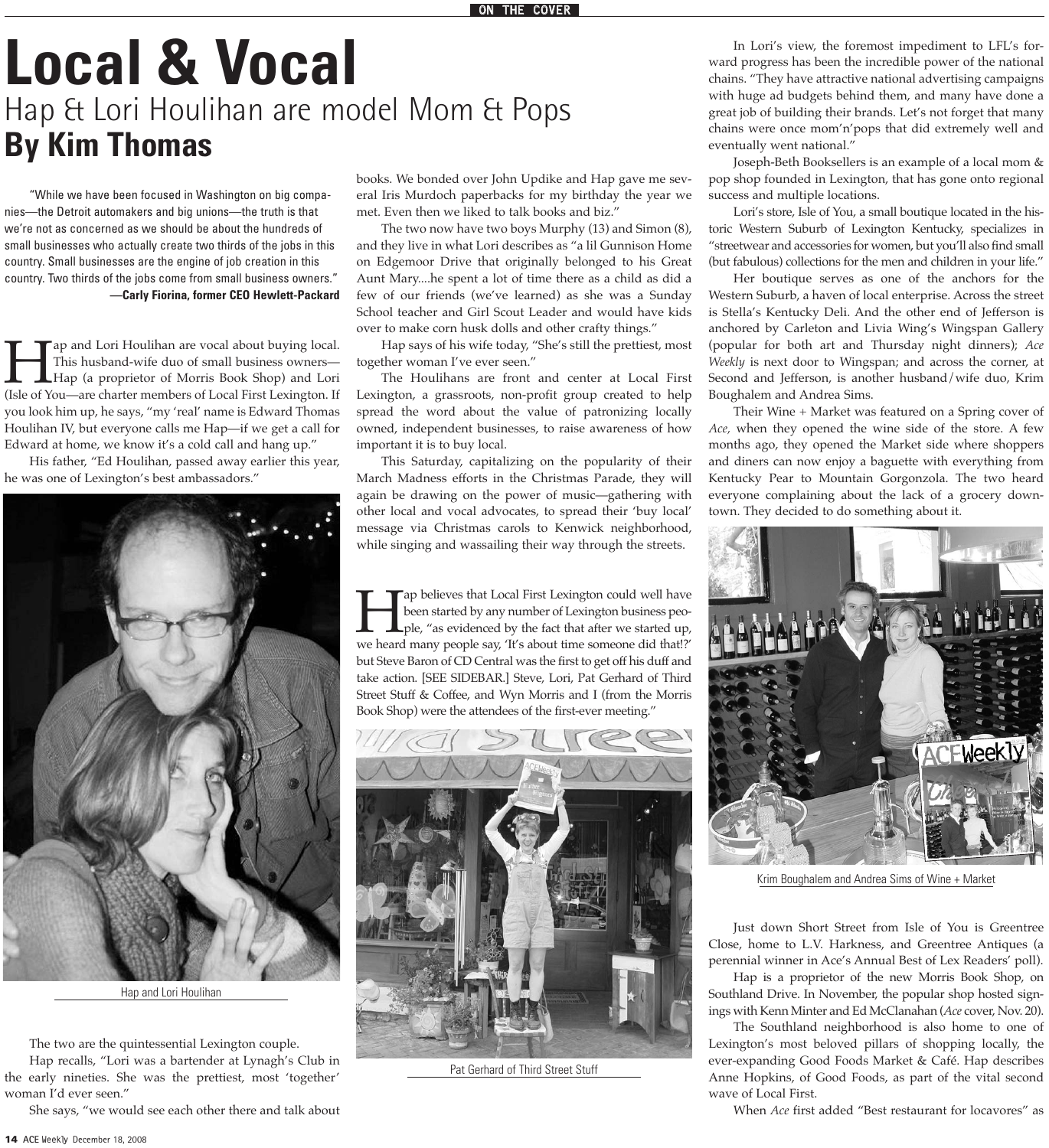# Local & Vocal

## Hap & Lori Houlihan are model Mom & Pops

**By Kim Thomas**

"While we have been focused in Washington on big companies—the Detroit automakers and big unions—the truth is that we're not as concerned as we should be about the hundreds of small businesses who actually create two thirds of the jobs in this country. Small businesses are the engine of job creation in this country. Two thirds of the jobs come from small business owners."
**—Carly Fiorina, former CEO Hewlett-Packard**

Hap and Lori Houlihan are vocal about buying local. This husband-wife duo of small business owners—Hap (a proprietor of Morris Book Shop) and Lori (Isle of You—are charter members of Local First Lexington. If you look him up, he says, "my 'real' name is Edward Thomas Houlihan IV, but everyone calls me Hap—if we get a call for Edward at home, we know it's a cold call and hang up."

His father, "Ed Houlihan, passed away earlier this year, he was one of Lexington's best ambassadors."

Hap and Lori Houlihan

The two are the quintessential Lexington couple.

Hap recalls, "Lori was a bartender at Lynagh's Club in the early nineties. She was the prettiest, most 'together' woman I'd ever seen."

She says, "we would see each other there and talk about books. We bonded over John Updike and Hap gave me several Iris Murdoch paperbacks for my birthday the year we met. Even then we liked to talk books and biz."

The two now have two boys Murphy (13) and Simon (8), and they live in what Lori describes as "a lil Gunnison Home on Edgemoor Drive that originally belonged to his Great Aunt Mary....he spent a lot of time there as a child as did a few of our friends (we've learned) as she was a Sunday School teacher and Girl Scout Leader and would have kids over to make corn husk dolls and other crafty things."

Hap says of his wife today, "She's still the prettiest, most together woman I've ever seen."

The Houlihans are front and center at Local First Lexington, a grassroots, non-profit group created to help spread the word about the value of patronizing locally owned, independent businesses, to raise awareness of how important it is to buy local.

This Saturday, capitalizing on the popularity of their March Madness efforts in the Christmas Parade, they will again be drawing on the power of music—gathering with other local and vocal advocates, to spread their 'buy local' message via Christmas carols to Kenwick neighborhood, while singing and wassailing their way through the streets.

Hap believes that Local First Lexington could well have been started by any number of Lexington business people, "as evidenced by the fact that after we started up, we heard many people say, 'It's about time someone did that!?' but Steve Baron of CD Central was the first to get off his duff and take action. [SEE SIDEBAR.] Steve, Lori, Pat Gerhard of Third Street Stuff & Coffee, and Wyn Morris and I (from the Morris Book Shop) were the attendees of the first-ever meeting."

Pat Gerhard of Third Street Stuff

In Lori's view, the foremost impediment to LFL's forward progress has been the incredible power of the national chains. "They have attractive national advertising campaigns with huge ad budgets behind them, and many have done a great job of building their brands. Let's not forget that many chains were once mom'n'pops that did extremely well and eventually went national."

Joseph-Beth Booksellers is an example of a local mom & pop shop founded in Lexington, that has gone onto regional success and multiple locations.

Lori's store, Isle of You, a small boutique located in the historic Western Suburb of Lexington Kentucky, specializes in "streetwear and accessories for women, but you'll also find small (but fabulous) collections for the men and children in your life."

Her boutique serves as one of the anchors for the Western Suburb, a haven of local enterprise. Across the street is Stella's Kentucky Deli. And the other end of Jefferson is anchored by Carleton and Livia Wing's Wingspan Gallery (popular for both art and Thursday night dinners); *Ace Weekly* is next door to Wingspan; and across the corner, at Second and Jefferson, is another husband/wife duo, Krim Boughalem and Andrea Sims.

Their Wine + Market was featured on a Spring cover of *Ace*, when they opened the wine side of the store. A few months ago, they opened the Market side where shoppers and diners can now enjoy a baguette with everything from Kentucky Pear to Mountain Gorgonzola. The two heard everyone complaining about the lack of a grocery downtown. They decided to do something about it.

Krim Boughalem and Andrea Sims of Wine + Market

Just down Short Street from Isle of You is Greentree Close, home to L.V. Harkness, and Greentree Antiques (a perennial winner in Ace's Annual Best of Lex Readers' poll).

Hap is a proprietor of the new Morris Book Shop, on Southland Drive. In November, the popular shop hosted signings with Kenn Minter and Ed McClanahan (*Ace* cover, Nov. 20).

The Southland neighborhood is also home to one of Lexington's most beloved pillars of shopping locally, the ever-expanding Good Foods Market & Café. Hap describes Anne Hopkins, of Good Foods, as part of the vital second wave of Local First.

When *Ace* first added "Best restaurant for locavores" as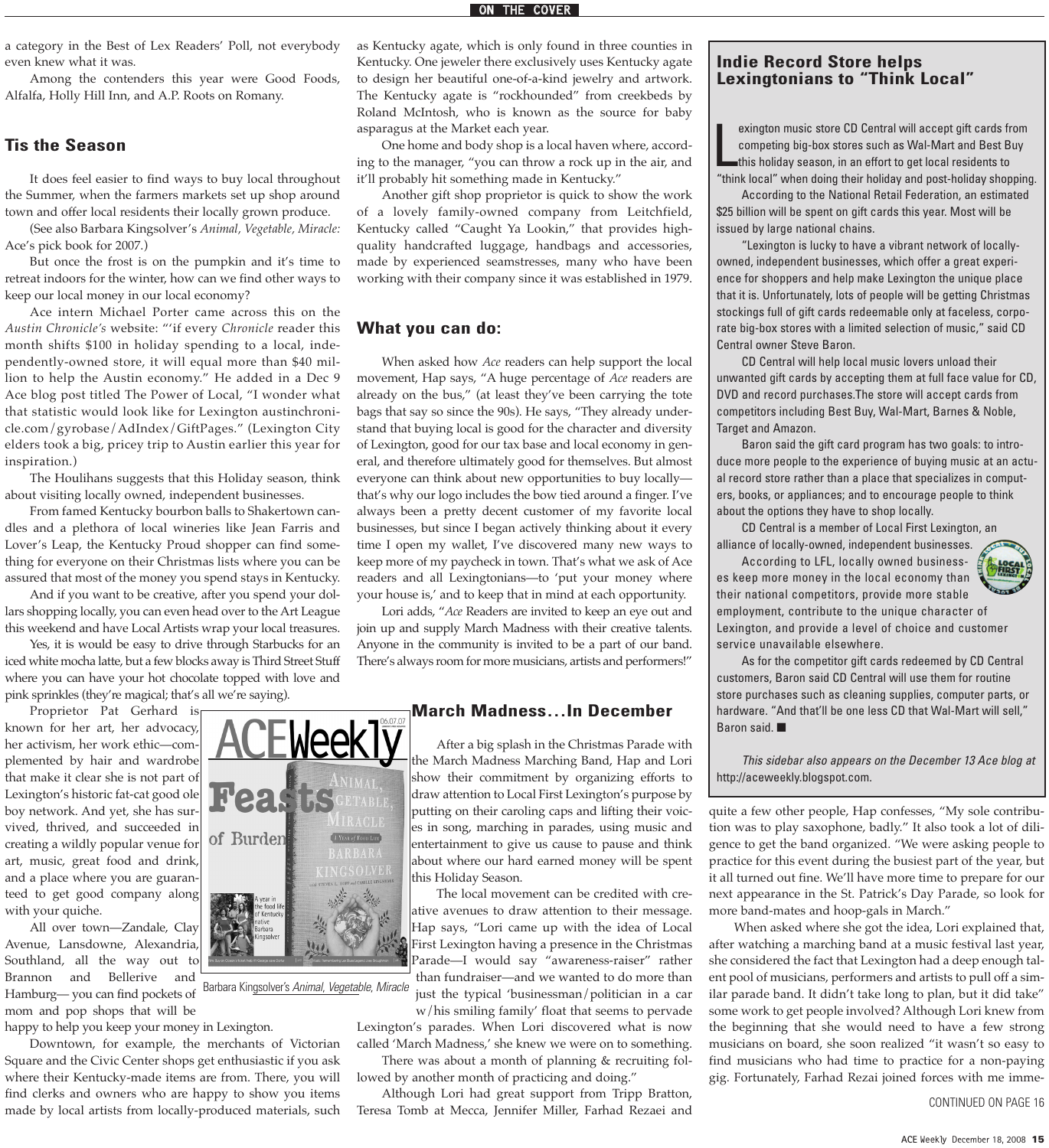a category in the Best of Lex Readers' Poll, not everybody even knew what it was.

Among the contenders this year were Good Foods, Alfalfa, Holly Hill Inn, and A.P. Roots on Romany.

## Tis the Season

It does feel easier to find ways to buy local throughout the Summer, when the farmers markets set up shop around town and offer local residents their locally grown produce.

(See also Barbara Kingsolver's *Animal, Vegetable, Miracle:* Ace's pick book for 2007.)

But once the frost is on the pumpkin and it's time to retreat indoors for the winter, how can we find other ways to keep our local money in our local economy?

Ace intern Michael Porter came across this on the *Austin Chronicle's* website: "'if every *Chronicle* reader this month shifts $100 in holiday spending to a local, independently-owned store, it will equal more than $40 million to help the Austin economy." He added in a Dec 9 Ace blog post titled The Power of Local, "I wonder what that statistic would look like for Lexington austinchronicle.com/gyrobase/AdIndex/GiftPages." (Lexington City elders took a big, pricey trip to Austin earlier this year for inspiration.)

The Houlihans suggests that this Holiday season, think about visiting locally owned, independent businesses.

From famed Kentucky bourbon balls to Shakertown candles and a plethora of local wineries like Jean Farris and Lover's Leap, the Kentucky Proud shopper can find something for everyone on their Christmas lists where you can be assured that most of the money you spend stays in Kentucky.

And if you want to be creative, after you spend your dollars shopping locally, you can even head over to the Art League this weekend and have Local Artists wrap your local treasures.

Yes, it is would be easy to drive through Starbucks for an iced white mocha latte, but a few blocks away is Third Street Stuff where you can have your hot chocolate topped with love and pink sprinkles (they're magical; that's all we're saying).

Proprietor Pat Gerhard is known for her art, her advocacy, her activism, her work ethic—complemented by hair and wardrobe that make it clear she is not part of Lexington's historic fat-cat good ole boy network. And yet, she has survived, thrived, and succeeded in creating a wildly popular venue for art, music, great food and drink, and a place where you are guaranteed to get good company along with your quiche.

All over town—Zandale, Clay Avenue, Lansdowne, Alexandria, Southland, all the way out to Brannon and Bellerive and Hamburg— you can find pockets of mom and pop shops that will be happy to help you keep your money in Lexington.

Barbara Kingsolver's *Animal, Vegetable, Miracle*

Downtown, for example, the merchants of Victorian Square and the Civic Center shops get enthusiastic if you ask where their Kentucky-made items are from. There, you will find clerks and owners who are happy to show you items made by local artists from locally-produced materials, such as Kentucky agate, which is only found in three counties in Kentucky. One jeweler there exclusively uses Kentucky agate to design her beautiful one-of-a-kind jewelry and artwork. The Kentucky agate is "rockhounded" from creekbeds by Roland McIntosh, who is known as the source for baby asparagus at the Market each year.

One home and body shop is a local haven where, according to the manager, "you can throw a rock up in the air, and it'll probably hit something made in Kentucky."

Another gift shop proprietor is quick to show the work of a lovely family-owned company from Leitchfield, Kentucky called "Caught Ya Lookin," that provides high-quality handcrafted luggage, handbags and accessories, made by experienced seamstresses, many who have been working with their company since it was established in 1979.

## What you can do:

When asked how *Ace* readers can help support the local movement, Hap says, "A huge percentage of *Ace* readers are already on the bus," (at least they've been carrying the tote bags that say so since the 90s). He says, "They already understand that buying local is good for the character and diversity of Lexington, good for our tax base and local economy in general, and therefore ultimately good for themselves. But almost everyone can think about new opportunities to buy locally—that's why our logo includes the bow tied around a finger. I've always been a pretty decent customer of my favorite local businesses, but since I began actively thinking about it every time I open my wallet, I've discovered many new ways to keep more of my paycheck in town. That's what we ask of Ace readers and all Lexingtonians—to 'put your money where your house is,' and to keep that in mind at each opportunity.

Lori adds, "*Ace* Readers are invited to keep an eye out and join up and supply March Madness with their creative talents. Anyone in the community is invited to be a part of our band. There's always room for more musicians, artists and performers!"

## March Madness...In December

After a big splash in the Christmas Parade with the March Madness Marching Band, Hap and Lori show their commitment by organizing efforts to draw attention to Local First Lexington's purpose by putting on their caroling caps and lifting their voices in song, marching in parades, using music and entertainment to give us cause to pause and think about where our hard earned money will be spent this Holiday Season.

The local movement can be credited with creative avenues to draw attention to their message. Hap says, "Lori came up with the idea of Local First Lexington having a presence in the Christmas Parade—I would say "awareness-raiser" rather than fundraiser—and we wanted to do more than just the typical 'businessman/politician in a car w/his smiling family' float that seems to pervade Lexington's parades. When Lori discovered what is now called 'March Madness,' she knew we were on to something.

There was about a month of planning & recruiting followed by another month of practicing and doing."

Although Lori had great support from Tripp Bratton, Teresa Tomb at Mecca, Jennifer Miller, Farhad Rezaei and quite a few other people, Hap confesses, "My sole contribution was to play saxophone, badly." It also took a lot of diligence to get the band organized. "We were asking people to practice for this event during the busiest part of the year, but it all turned out fine. We'll have more time to prepare for our next appearance in the St. Patrick's Day Parade, so look for more band-mates and hoop-gals in March."

When asked where she got the idea, Lori explained that, after watching a marching band at a music festival last year, she considered the fact that Lexington had a deep enough talent pool of musicians, performers and artists to pull off a similar parade band. It didn't take long to plan, but it did take" some work to get people involved? Although Lori knew from the beginning that she would need to have a few strong musicians on board, she soon realized "it wasn't so easy to find musicians who had time to practice for a non-paying gig. Fortunately, Farhad Rezai joined forces with me imme-

CONTINUED ON PAGE 16

---

### Indie Record Store helps Lexingtonians to "Think Local"

Lexington music store CD Central will accept gift cards from competing big-box stores such as Wal-Mart and Best Buy this holiday season, in an effort to get local residents to "think local" when doing their holiday and post-holiday shopping.

According to the National Retail Federation, an estimated $25 billion will be spent on gift cards this year. Most will be issued by large national chains.

"Lexington is lucky to have a vibrant network of locally-owned, independent businesses, which offer a great experience for shoppers and help make Lexington the unique place that it is. Unfortunately, lots of people will be getting Christmas stockings full of gift cards redeemable only at faceless, corporate big-box stores with a limited selection of music," said CD Central owner Steve Baron.

CD Central will help local music lovers unload their unwanted gift cards by accepting them at full face value for CD, DVD and record purchases.The store will accept cards from competitors including Best Buy, Wal-Mart, Barnes & Noble, Target and Amazon.

Baron said the gift card program has two goals: to introduce more people to the experience of buying music at an actual record store rather than a place that specializes in computers, books, or appliances; and to encourage people to think about the options they have to shop locally.

CD Central is a member of Local First Lexington, an alliance of locally-owned, independent businesses.

According to LFL, locally owned businesses keep more money in the local economy than their national competitors, provide more stable employment, contribute to the unique character of Lexington, and provide a level of choice and customer service unavailable elsewhere.

As for the competitor gift cards redeemed by CD Central customers, Baron said CD Central will use them for routine store purchases such as cleaning supplies, computer parts, or hardware. "And that'll be one less CD that Wal-Mart will sell," Baron said. ■

*This sidebar also appears on the December 13 Ace blog at* http://aceweekly.blogspot.com.